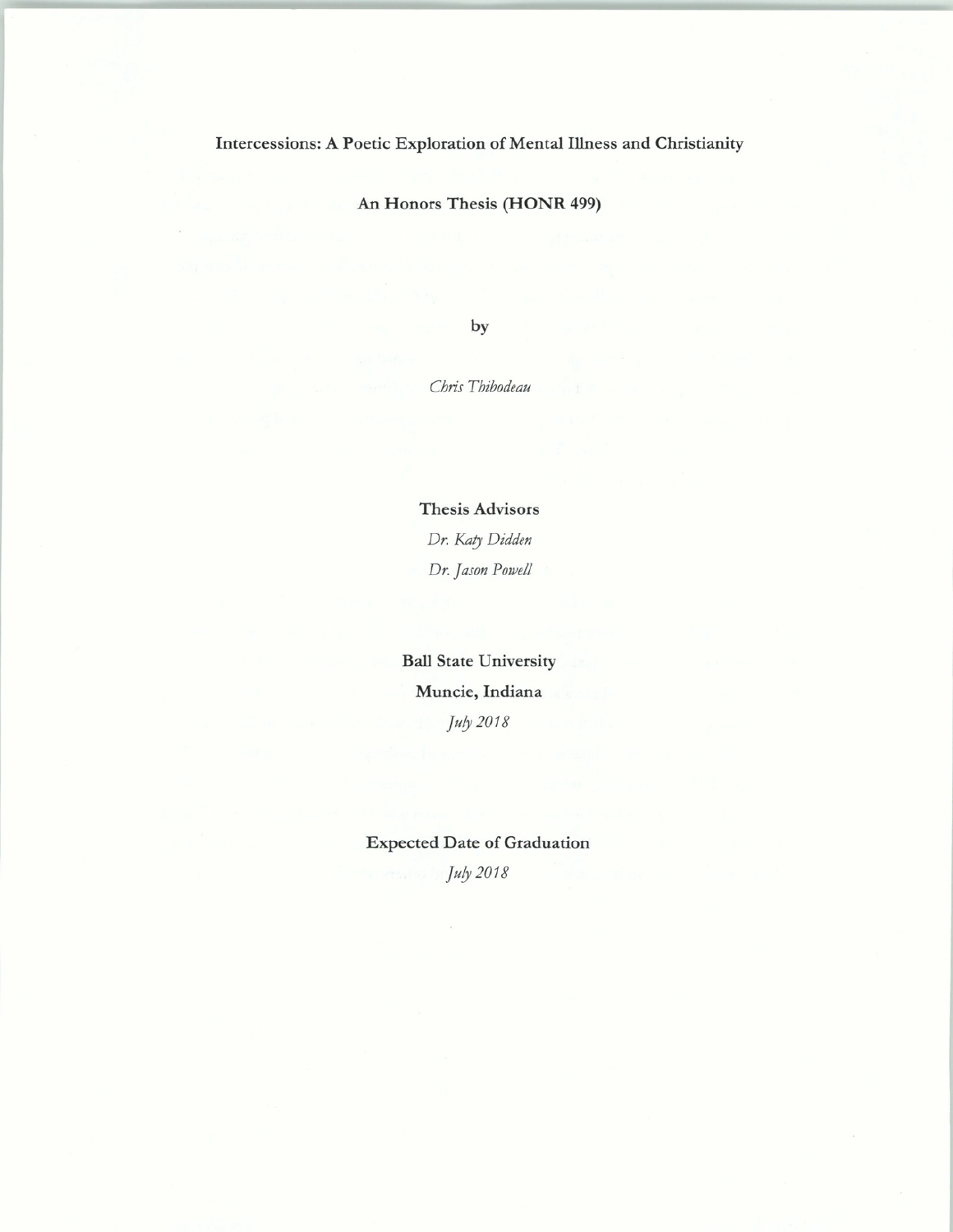# Intercessions: A Poetic Exploration of Mental Illness and Christianity

**An Honors Thesis (HONR 499)**

by

*Chris Thibodeau*

**Thesis Advisors**

*Dr. Katy Didden*

*Dr. Jason Powell*

**Ball State University**

**Muncie, Indiana**

*July 2018*

**Expected Date of Graduation**

*July 2018*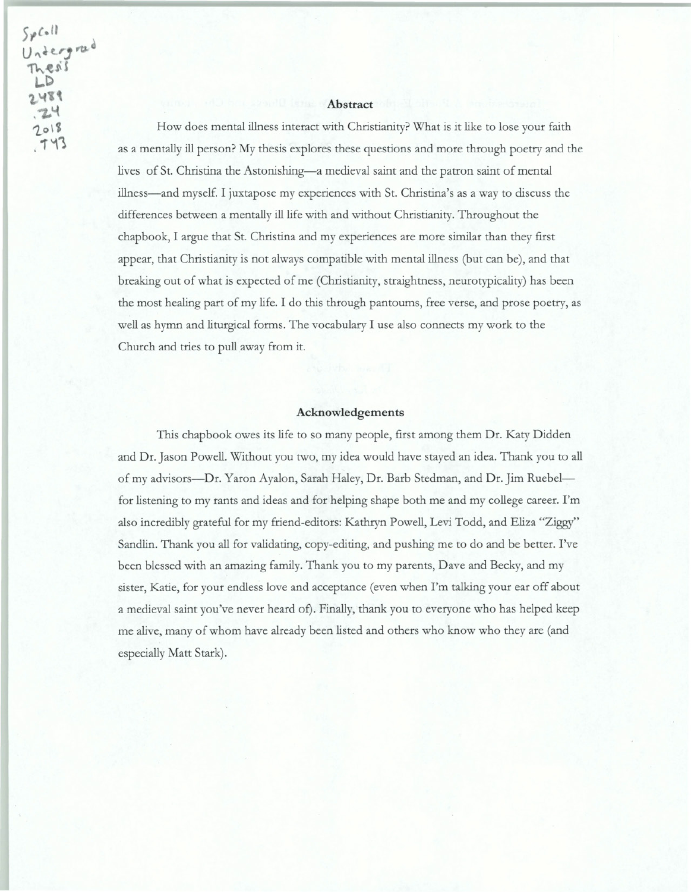SpColl
Undergrad
Thesis
LD
2489
.Z4
2018
.T43

## Abstract

How does mental illness interact with Christianity? What is it like to lose your faith as a mentally ill person? My thesis explores these questions and more through poetry and the lives of St. Christina the Astonishing—a medieval saint and the patron saint of mental illness—and myself. I juxtapose my experiences with St. Christina's as a way to discuss the differences between a mentally ill life with and without Christianity. Throughout the chapbook, I argue that St. Christina and my experiences are more similar than they first appear, that Christianity is not always compatible with mental illness (but can be), and that breaking out of what is expected of me (Christianity, straightness, neurotypicality) has been the most healing part of my life. I do this through pantoums, free verse, and prose poetry, as well as hymn and liturgical forms. The vocabulary I use also connects my work to the Church and tries to pull away from it.

## Acknowledgements

This chapbook owes its life to so many people, first among them Dr. Katy Didden and Dr. Jason Powell. Without you two, my idea would have stayed an idea. Thank you to all of my advisors—Dr. Yaron Ayalon, Sarah Haley, Dr. Barb Stedman, and Dr. Jim Ruebel—for listening to my rants and ideas and for helping shape both me and my college career. I'm also incredibly grateful for my friend-editors: Kathryn Powell, Levi Todd, and Eliza "Ziggy" Sandlin. Thank you all for validating, copy-editing, and pushing me to do and be better. I've been blessed with an amazing family. Thank you to my parents, Dave and Becky, and my sister, Katie, for your endless love and acceptance (even when I'm talking your ear off about a medieval saint you've never heard of). Finally, thank you to everyone who has helped keep me alive, many of whom have already been listed and others who know who they are (and especially Matt Stark).